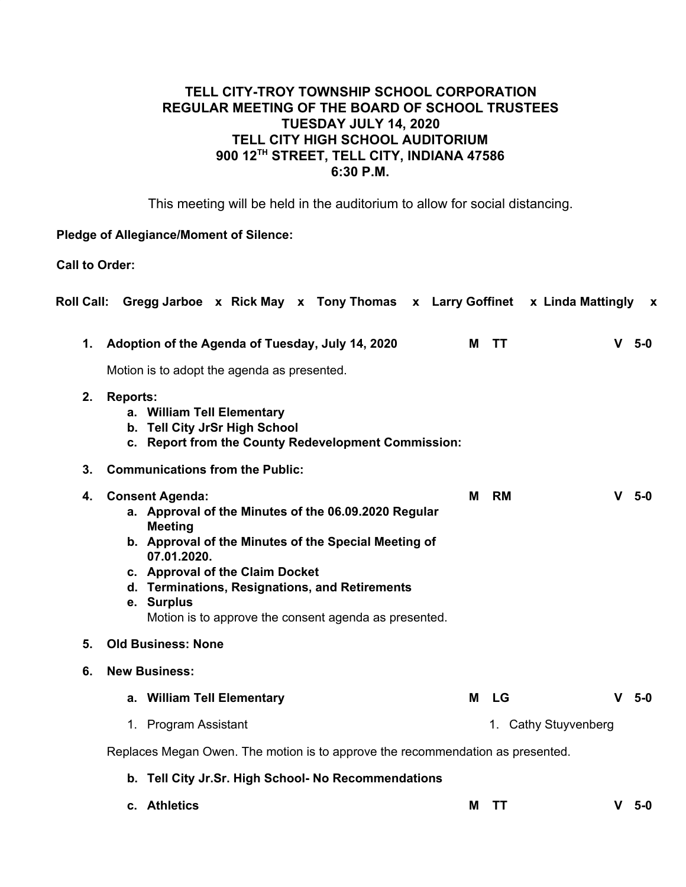# TELL CITY-TROY TOWNSHIP SCHOOL CORPORATION
## REGULAR MEETING OF THE BOARD OF SCHOOL TRUSTEES
## TUESDAY JULY 14, 2020
## TELL CITY HIGH SCHOOL AUDITORIUM
## 900 12TH STREET, TELL CITY, INDIANA 47586
## 6:30 P.M.

This meeting will be held in the auditorium to allow for social distancing.

**Pledge of Allegiance/Moment of Silence:**

**Call to Order:**

**Roll Call:** **Gregg Jarboe** x **Rick May** x **Tony Thomas** x **Larry Goffinet** x **Linda Mattingly** x

1. **Adoption of the Agenda of Tuesday, July 14, 2020** **M TT** **V 5-0**

   Motion is to adopt the agenda as presented.

2. **Reports:**
   a. **William Tell Elementary**
   b. **Tell City JrSr High School**
   c. **Report from the County Redevelopment Commission:**

3. **Communications from the Public:**

4. **Consent Agenda:** **M RM** **V 5-0**
   a. **Approval of the Minutes of the 06.09.2020 Regular Meeting**
   b. **Approval of the Minutes of the Special Meeting of 07.01.2020.**
   c. **Approval of the Claim Docket**
   d. **Terminations, Resignations, and Retirements**
   e. **Surplus**
      Motion is to approve the consent agenda as presented.

5. **Old Business: None**

6. **New Business:**

   a. **William Tell Elementary** **M LG** **V 5-0**

   1. Program Assistant — 1. Cathy Stuyvenberg

   Replaces Megan Owen. The motion is to approve the recommendation as presented.

   b. **Tell City Jr.Sr. High School- No Recommendations**

   c. **Athletics** **M TT** **V 5-0**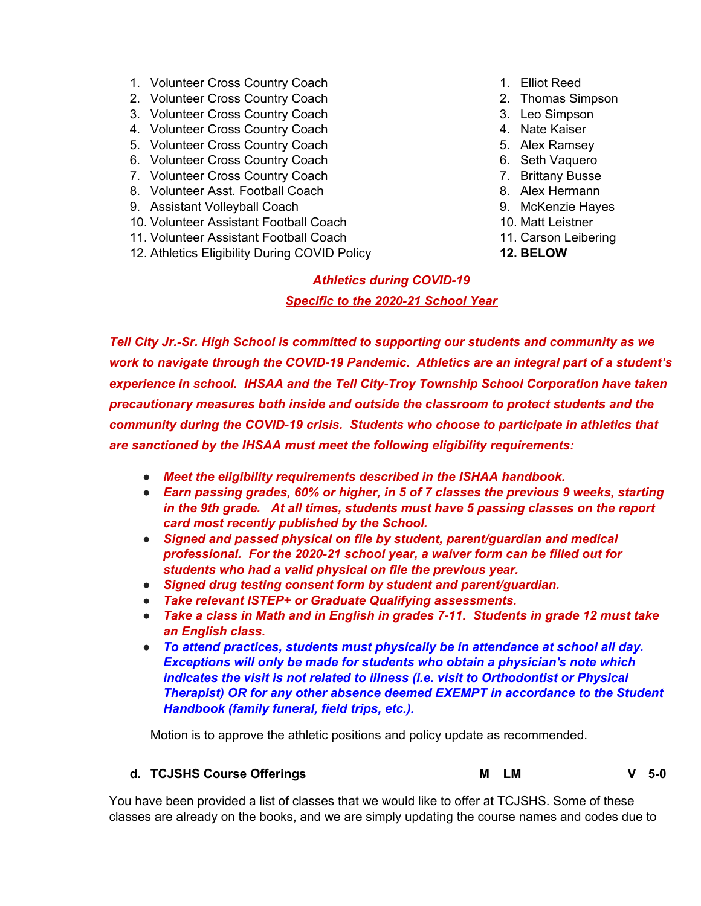| Position | Name |
|---|---|
| 1. Volunteer Cross Country Coach | 1. Elliot Reed |
| 2. Volunteer Cross Country Coach | 2. Thomas Simpson |
| 3. Volunteer Cross Country Coach | 3. Leo Simpson |
| 4. Volunteer Cross Country Coach | 4. Nate Kaiser |
| 5. Volunteer Cross Country Coach | 5. Alex Ramsey |
| 6. Volunteer Cross Country Coach | 6. Seth Vaquero |
| 7. Volunteer Cross Country Coach | 7. Brittany Busse |
| 8. Volunteer Asst. Football Coach | 8. Alex Hermann |
| 9. Assistant Volleyball Coach | 9. McKenzie Hayes |
| 10. Volunteer Assistant Football Coach | 10. Matt Leistner |
| 11. Volunteer Assistant Football Coach | 11. Carson Leibering |
| 12. Athletics Eligibility During COVID Policy | **12. BELOW** |

***Athletics during COVID-19***

***Specific to the 2020-21 School Year***

***Tell City Jr.-Sr. High School is committed to supporting our students and community as we work to navigate through the COVID-19 Pandemic. Athletics are an integral part of a student's experience in school. IHSAA and the Tell City-Troy Township School Corporation have taken precautionary measures both inside and outside the classroom to protect students and the community during the COVID-19 crisis. Students who choose to participate in athletics that are sanctioned by the IHSAA must meet the following eligibility requirements:***

- ***Meet the eligibility requirements described in the ISHAA handbook.***
- ***Earn passing grades, 60% or higher, in 5 of 7 classes the previous 9 weeks, starting in the 9th grade. At all times, students must have 5 passing classes on the report card most recently published by the School.***
- ***Signed and passed physical on file by student, parent/guardian and medical professional. For the 2020-21 school year, a waiver form can be filled out for students who had a valid physical on file the previous year.***
- ***Signed drug testing consent form by student and parent/guardian.***
- ***Take relevant ISTEP+ or Graduate Qualifying assessments.***
- ***Take a class in Math and in English in grades 7-11. Students in grade 12 must take an English class.***
- ***To attend practices, students must physically be in attendance at school all day. Exceptions will only be made for students who obtain a physician's note which indicates the visit is not related to illness (i.e. visit to Orthodontist or Physical Therapist) OR for any other absence deemed EXEMPT in accordance to the Student Handbook (family funeral, field trips, etc.).***

Motion is to approve the athletic positions and policy update as recommended.

**d. TCJSHS Course Offerings** **M LM** **V 5-0**

You have been provided a list of classes that we would like to offer at TCJSHS. Some of these classes are already on the books, and we are simply updating the course names and codes due to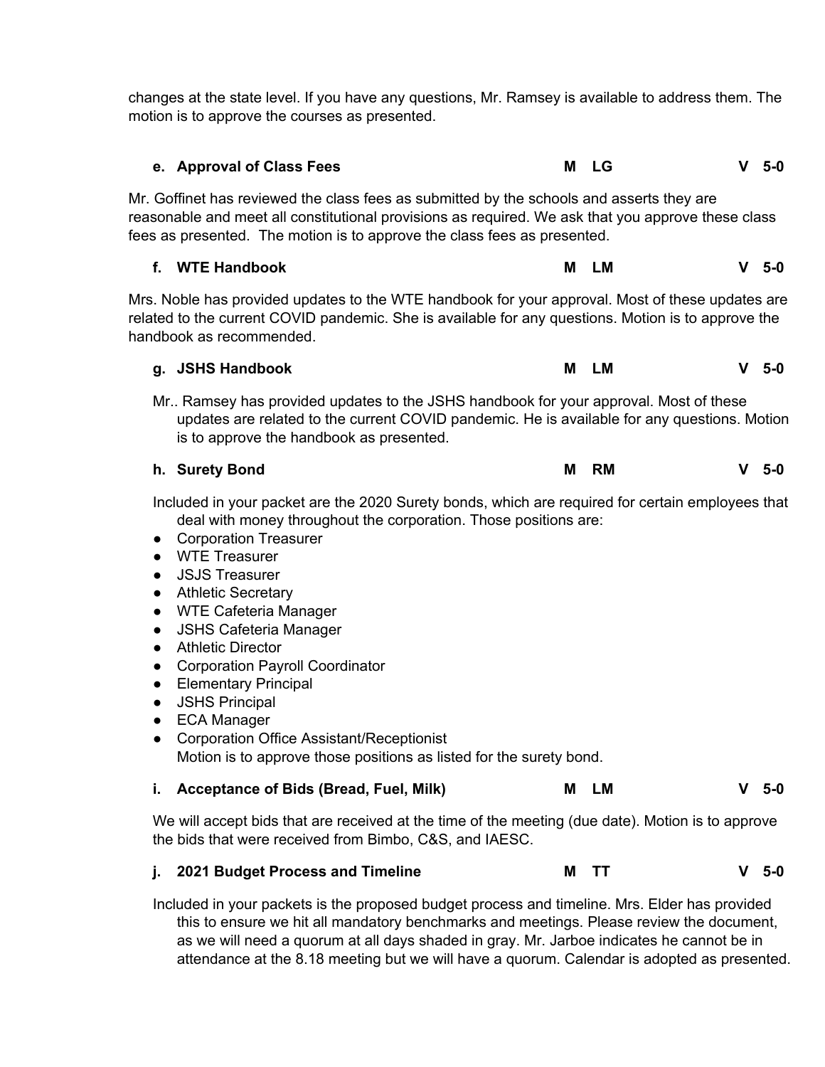changes at the state level. If you have any questions, Mr. Ramsey is available to address them. The motion is to approve the courses as presented.

**e. Approval of Class Fees** **M LG** **V 5-0**

Mr. Goffinet has reviewed the class fees as submitted by the schools and asserts they are reasonable and meet all constitutional provisions as required. We ask that you approve these class fees as presented. The motion is to approve the class fees as presented.

**f. WTE Handbook** **M LM** **V 5-0**

Mrs. Noble has provided updates to the WTE handbook for your approval. Most of these updates are related to the current COVID pandemic. She is available for any questions. Motion is to approve the handbook as recommended.

**g. JSHS Handbook** **M LM** **V 5-0**

Mr.. Ramsey has provided updates to the JSHS handbook for your approval. Most of these updates are related to the current COVID pandemic. He is available for any questions. Motion is to approve the handbook as presented.

**h. Surety Bond** **M RM** **V 5-0**

Included in your packet are the 2020 Surety bonds, which are required for certain employees that deal with money throughout the corporation. Those positions are:

- Corporation Treasurer
- WTE Treasurer
- JSJS Treasurer
- Athletic Secretary
- WTE Cafeteria Manager
- JSHS Cafeteria Manager
- Athletic Director
- Corporation Payroll Coordinator
- Elementary Principal
- JSHS Principal
- ECA Manager
- Corporation Office Assistant/Receptionist

Motion is to approve those positions as listed for the surety bond.

**i. Acceptance of Bids (Bread, Fuel, Milk)** **M LM** **V 5-0**

We will accept bids that are received at the time of the meeting (due date). Motion is to approve the bids that were received from Bimbo, C&S, and IAESC.

**j. 2021 Budget Process and Timeline** **M TT** **V 5-0**

Included in your packets is the proposed budget process and timeline. Mrs. Elder has provided this to ensure we hit all mandatory benchmarks and meetings. Please review the document, as we will need a quorum at all days shaded in gray. Mr. Jarboe indicates he cannot be in attendance at the 8.18 meeting but we will have a quorum. Calendar is adopted as presented.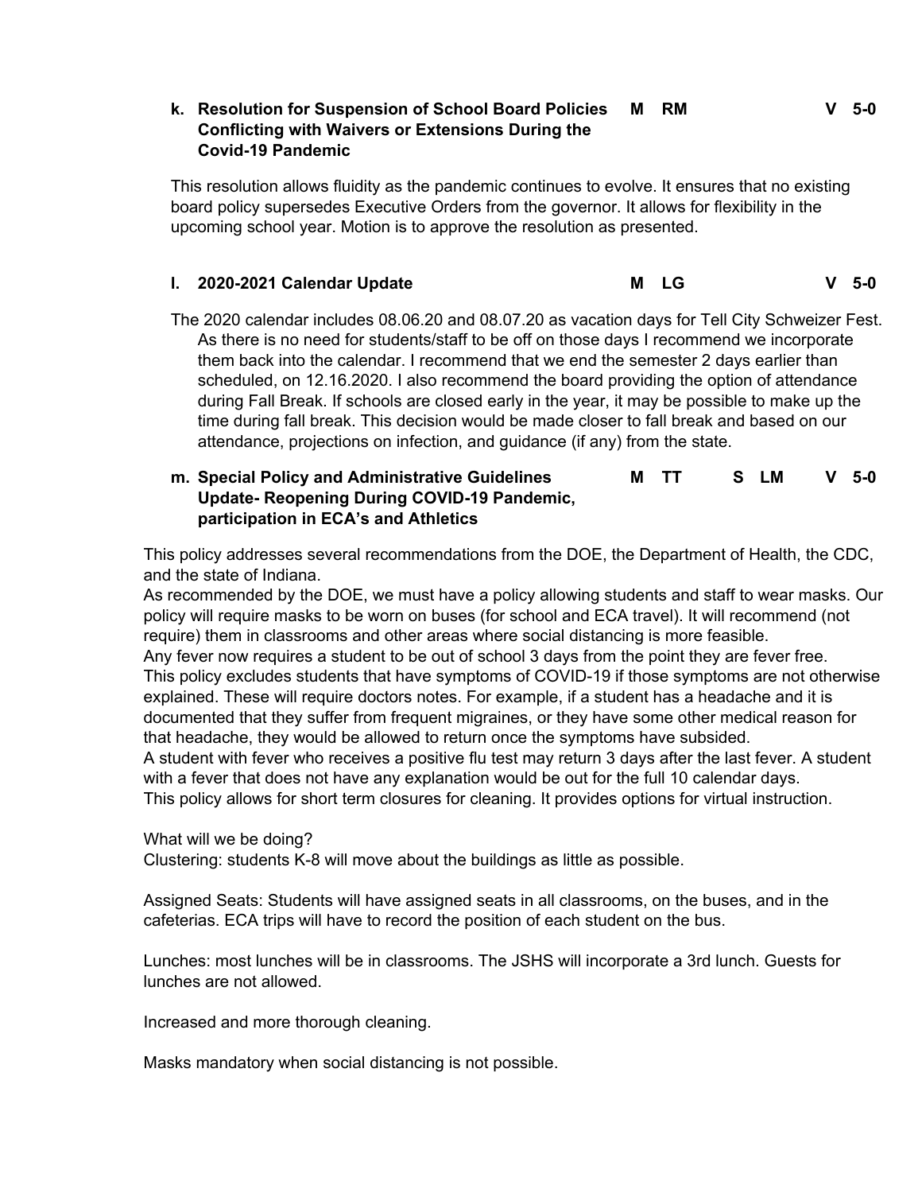**k. Resolution for Suspension of School Board Policies Conflicting with Waivers or Extensions During the Covid-19 Pandemic** **M RM** **V 5-0**

This resolution allows fluidity as the pandemic continues to evolve. It ensures that no existing board policy supersedes Executive Orders from the governor. It allows for flexibility in the upcoming school year. Motion is to approve the resolution as presented.

**l. 2020-2021 Calendar Update** **M LG** **V 5-0**

The 2020 calendar includes 08.06.20 and 08.07.20 as vacation days for Tell City Schweizer Fest. As there is no need for students/staff to be off on those days I recommend we incorporate them back into the calendar. I recommend that we end the semester 2 days earlier than scheduled, on 12.16.2020. I also recommend the board providing the option of attendance during Fall Break. If schools are closed early in the year, it may be possible to make up the time during fall break. This decision would be made closer to fall break and based on our attendance, projections on infection, and guidance (if any) from the state.

**m. Special Policy and Administrative Guidelines Update- Reopening During COVID-19 Pandemic, participation in ECA's and Athletics** **M TT** **S LM** **V 5-0**

This policy addresses several recommendations from the DOE, the Department of Health, the CDC, and the state of Indiana.
As recommended by the DOE, we must have a policy allowing students and staff to wear masks. Our policy will require masks to be worn on buses (for school and ECA travel). It will recommend (not require) them in classrooms and other areas where social distancing is more feasible.
Any fever now requires a student to be out of school 3 days from the point they are fever free.
This policy excludes students that have symptoms of COVID-19 if those symptoms are not otherwise explained. These will require doctors notes. For example, if a student has a headache and it is documented that they suffer from frequent migraines, or they have some other medical reason for that headache, they would be allowed to return once the symptoms have subsided.
A student with fever who receives a positive flu test may return 3 days after the last fever. A student with a fever that does not have any explanation would be out for the full 10 calendar days.
This policy allows for short term closures for cleaning. It provides options for virtual instruction.

What will we be doing?
Clustering: students K-8 will move about the buildings as little as possible.

Assigned Seats: Students will have assigned seats in all classrooms, on the buses, and in the cafeterias. ECA trips will have to record the position of each student on the bus.

Lunches: most lunches will be in classrooms. The JSHS will incorporate a 3rd lunch. Guests for lunches are not allowed.

Increased and more thorough cleaning.

Masks mandatory when social distancing is not possible.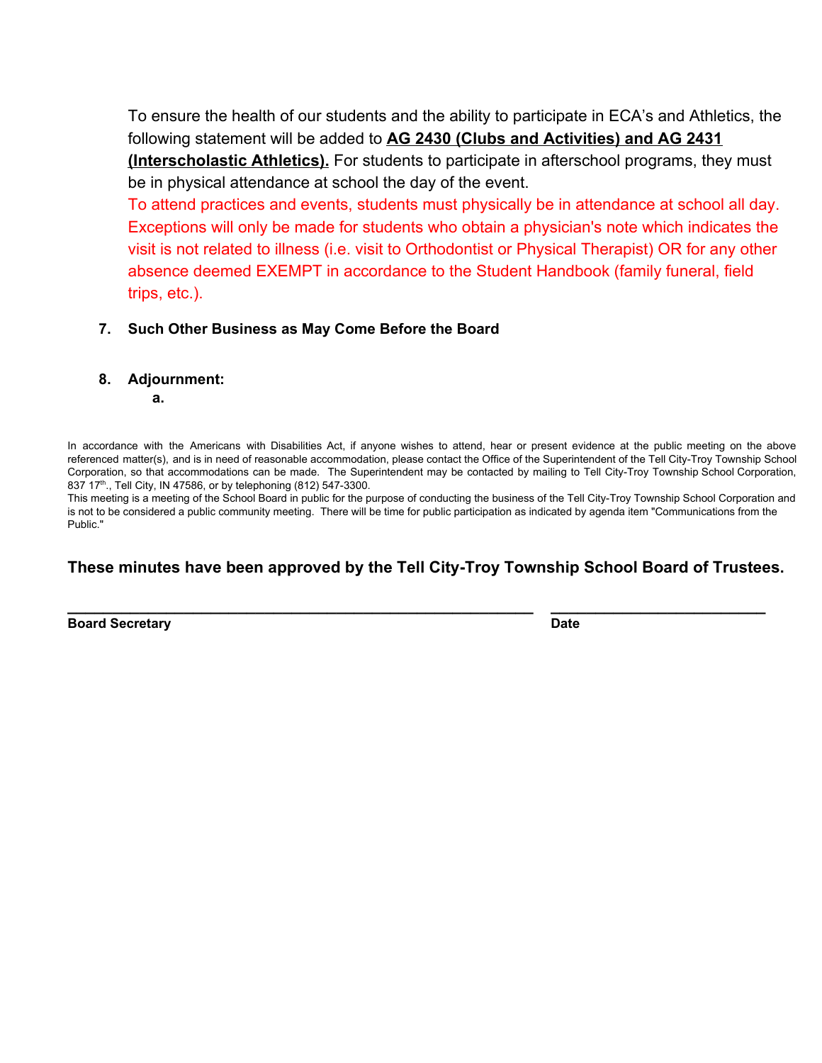To ensure the health of our students and the ability to participate in ECA's and Athletics, the following statement will be added to **AG 2430 (Clubs and Activities) and AG 2431 (Interscholastic Athletics).** For students to participate in afterschool programs, they must be in physical attendance at school the day of the event.

To attend practices and events, students must physically be in attendance at school all day. Exceptions will only be made for students who obtain a physician's note which indicates the visit is not related to illness (i.e. visit to Orthodontist or Physical Therapist) OR for any other absence deemed EXEMPT in accordance to the Student Handbook (family funeral, field trips, etc.).

7. **Such Other Business as May Come Before the Board**

8. **Adjournment:**
   a.

In accordance with the Americans with Disabilities Act, if anyone wishes to attend, hear or present evidence at the public meeting on the above referenced matter(s), and is in need of reasonable accommodation, please contact the Office of the Superintendent of the Tell City-Troy Township School Corporation, so that accommodations can be made. The Superintendent may be contacted by mailing to Tell City-Troy Township School Corporation, 837 17th., Tell City, IN 47586, or by telephoning (812) 547-3300.
This meeting is a meeting of the School Board in public for the purpose of conducting the business of the Tell City-Troy Township School Corporation and is not to be considered a public community meeting. There will be time for public participation as indicated by agenda item "Communications from the Public."

**These minutes have been approved by the Tell City-Troy Township School Board of Trustees.**

\_\_\_\_\_\_\_\_\_\_\_\_\_\_\_\_\_\_\_\_\_\_\_\_\_\_\_\_\_\_\_\_\_\_\_\_\_\_\_\_ \_\_\_\_\_\_\_\_\_\_\_\_\_\_\_\_\_\_\_\_\_\_\_\_\_\_
**Board Secretary** **Date**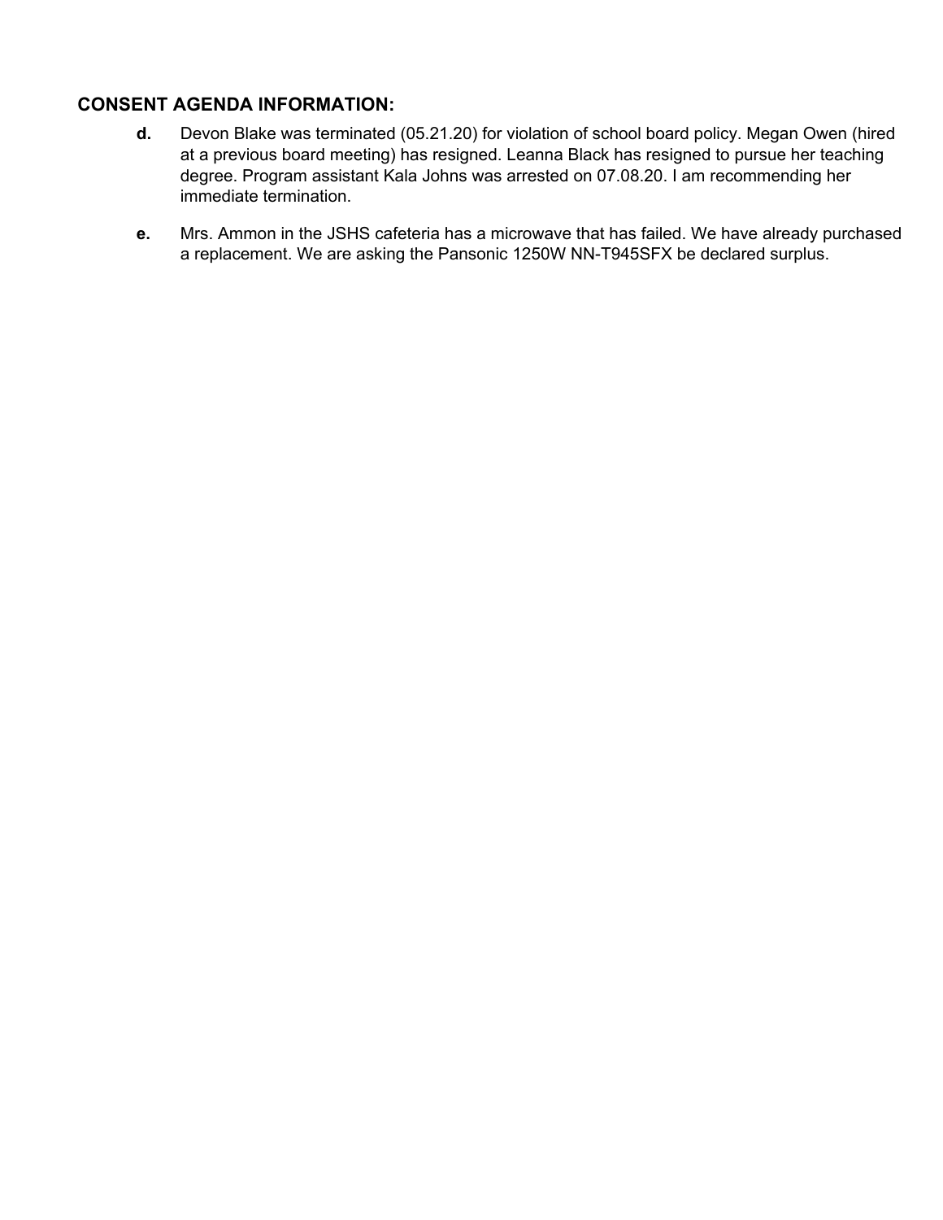### CONSENT AGENDA INFORMATION:

**d.** Devon Blake was terminated (05.21.20) for violation of school board policy. Megan Owen (hired at a previous board meeting) has resigned. Leanna Black has resigned to pursue her teaching degree. Program assistant Kala Johns was arrested on 07.08.20. I am recommending her immediate termination.

**e.** Mrs. Ammon in the JSHS cafeteria has a microwave that has failed. We have already purchased a replacement. We are asking the Pansonic 1250W NN-T945SFX be declared surplus.